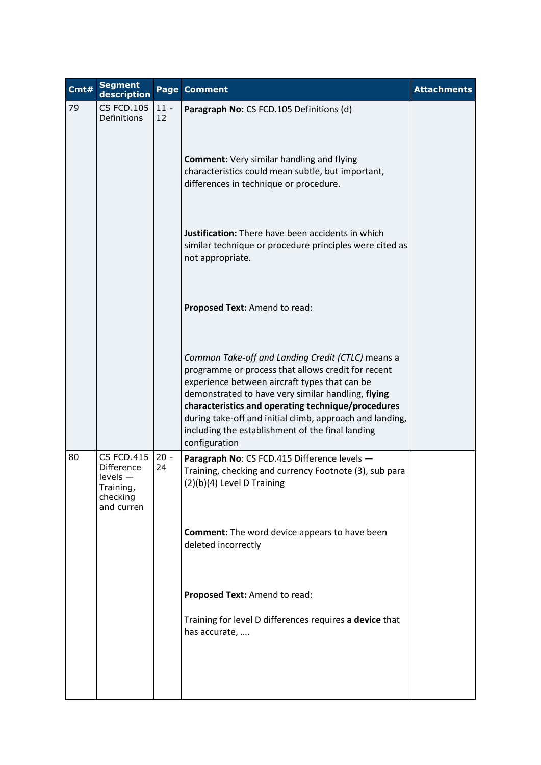| Cmt# | Segment description | Page | Comment | Attachments |
|---|---|---|---|---|
| 79 | CS FCD.105 Definitions | 11 - 12 | **Paragraph No:** CS FCD.105 Definitions (d)<br><br>**Comment:** Very similar handling and flying characteristics could mean subtle, but important, differences in technique or procedure.<br><br>**Justification:** There have been accidents in which similar technique or procedure principles were cited as not appropriate.<br><br>**Proposed Text:** Amend to read:<br><br>*Common Take-off and Landing Credit (CTLC)* means a programme or process that allows credit for recent experience between aircraft types that can be demonstrated to have very similar handling, **flying characteristics and operating technique/procedures** during take-off and initial climb, approach and landing, including the establishment of the final landing configuration | |
| 80 | CS FCD.415 Difference levels — Training, checking and curren | 20 - 24 | **Paragraph No**: CS FCD.415 Difference levels — Training, checking and currency Footnote (3), sub para (2)(b)(4) Level D Training<br><br>**Comment:** The word device appears to have been deleted incorrectly<br><br>**Proposed Text:** Amend to read:<br><br>Training for level D differences requires **a device** that has accurate, …. | |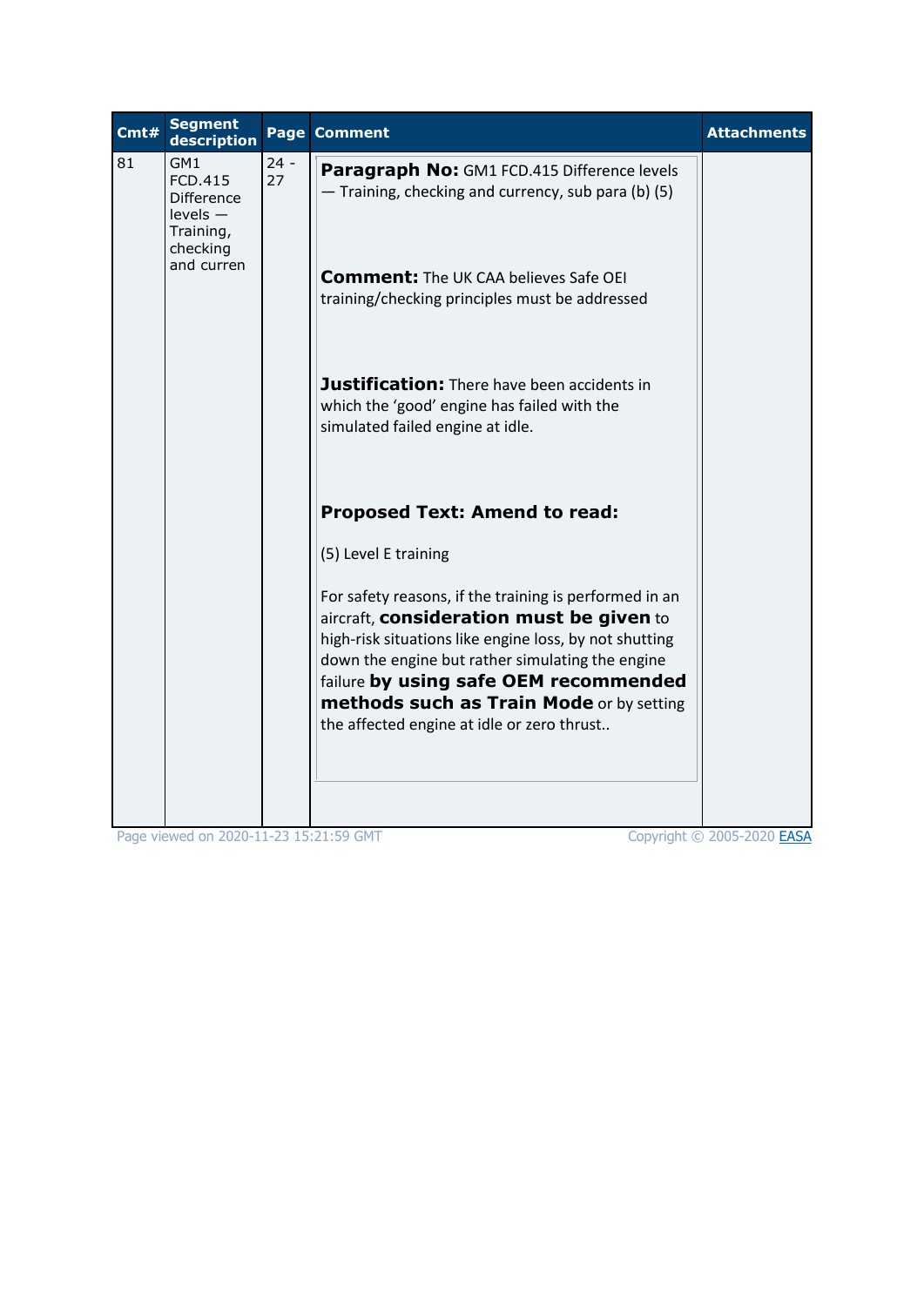| Cmt# | Segment description | Page | Comment | Attachments |
|---|---|---|---|---|
| 81 | GM1 FCD.415 Difference levels — Training, checking and curren | 24 - 27 | **Paragraph No:** GM1 FCD.415 Difference levels — Training, checking and currency, sub para (b) (5)<br><br>**Comment:** The UK CAA believes Safe OEI training/checking principles must be addressed<br><br>**Justification:** There have been accidents in which the 'good' engine has failed with the simulated failed engine at idle.<br><br>**Proposed Text: Amend to read:**<br><br>(5) Level E training<br><br>For safety reasons, if the training is performed in an aircraft, **consideration must be given** to high-risk situations like engine loss, by not shutting down the engine but rather simulating the engine failure **by using safe OEM recommended methods such as Train Mode** or by setting the affected engine at idle or zero thrust.. | |